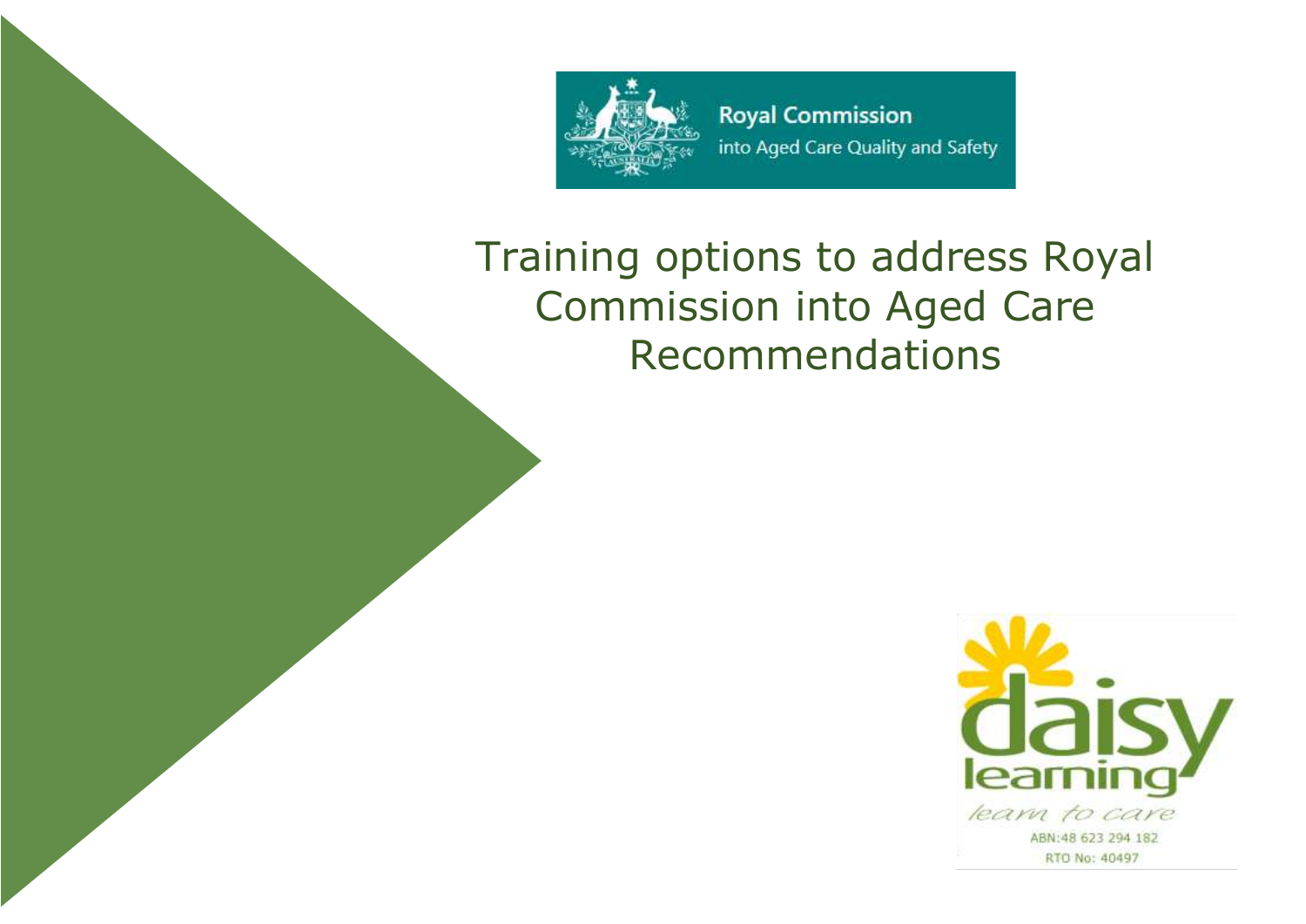Royal Commission
into Aged Care Quality and Safety

# Training options to address Royal Commission into Aged Care Recommendations

daisy learning

*learn to care*

ABN:48 623 294 182

RTO No: 40497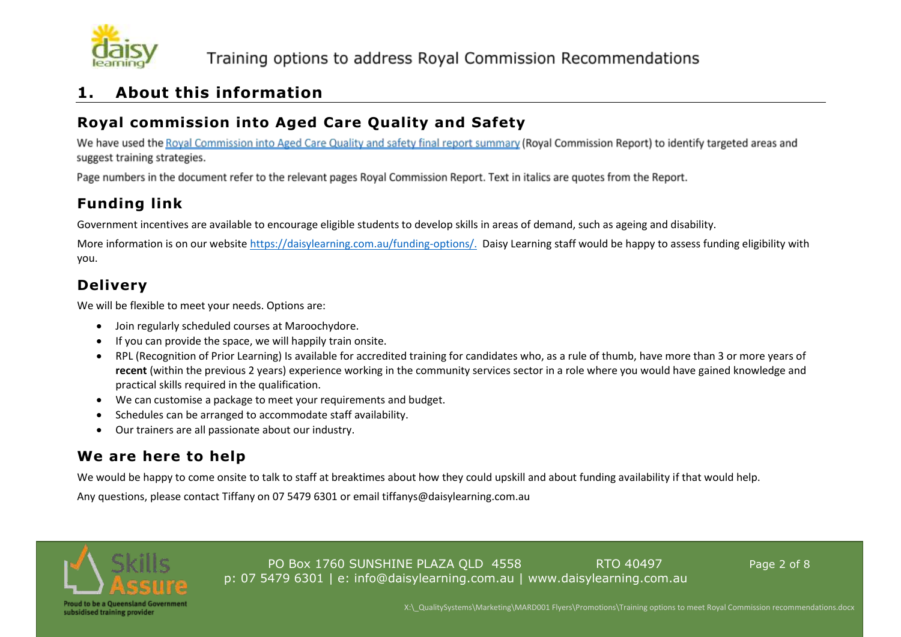## 1. About this information

### Royal commission into Aged Care Quality and Safety

We have used the [Royal Commission into Aged Care Quality and safety final report summary](#) (Royal Commission Report) to identify targeted areas and suggest training strategies.

Page numbers in the document refer to the relevant pages Royal Commission Report. Text in italics are quotes from the Report.

### Funding link

Government incentives are available to encourage eligible students to develop skills in areas of demand, such as ageing and disability.

More information is on our website https://daisylearning.com.au/funding-options/. Daisy Learning staff would be happy to assess funding eligibility with you.

### Delivery

We will be flexible to meet your needs. Options are:

- Join regularly scheduled courses at Maroochydore.
- If you can provide the space, we will happily train onsite.
- RPL (Recognition of Prior Learning) Is available for accredited training for candidates who, as a rule of thumb, have more than 3 or more years of **recent** (within the previous 2 years) experience working in the community services sector in a role where you would have gained knowledge and practical skills required in the qualification.
- We can customise a package to meet your requirements and budget.
- Schedules can be arranged to accommodate staff availability.
- Our trainers are all passionate about our industry.

### We are here to help

We would be happy to come onsite to talk to staff at breaktimes about how they could upskill and about funding availability if that would help.

Any questions, please contact Tiffany on 07 5479 6301 or email tiffanys@daisylearning.com.au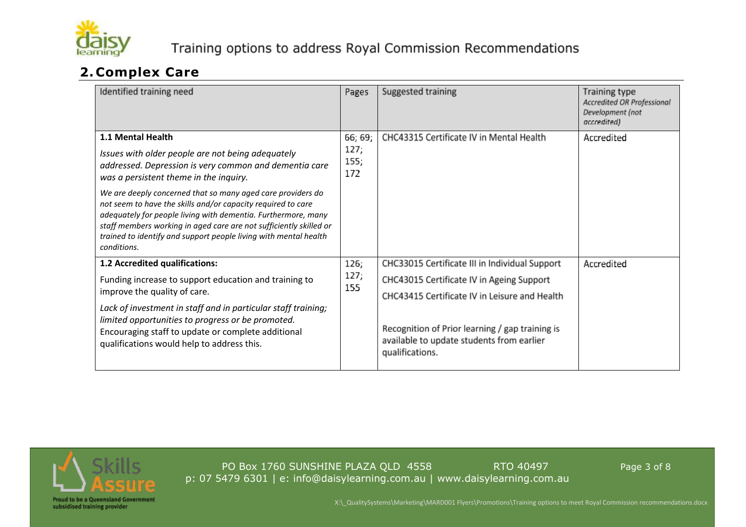## 2. Complex Care

| Identified training need | Pages | Suggested training | Training type *Accredited OR Professional Development (not accredited)* |
|---|---|---|---|
| **1.1 Mental Health**<br>*Issues with older people are not being adequately addressed. Depression is very common and dementia care was a persistent theme in the inquiry.*<br>*We are deeply concerned that so many aged care providers do not seem to have the skills and/or capacity required to care adequately for people living with dementia. Furthermore, many staff members working in aged care are not sufficiently skilled or trained to identify and support people living with mental health conditions.* | 66; 69; 127; 155; 172 | CHC43315 Certificate IV in Mental Health | Accredited |
| **1.2 Accredited qualifications:**<br>Funding increase to support education and training to improve the quality of care.<br>*Lack of investment in staff and in particular staff training; limited opportunities to progress or be promoted.* Encouraging staff to update or complete additional qualifications would help to address this. | 126; 127; 155 | CHC33015 Certificate III in Individual Support<br>CHC43015 Certificate IV in Ageing Support<br>CHC43415 Certificate IV in Leisure and Health<br><br>Recognition of Prior learning / gap training is available to update students from earlier qualifications. | Accredited |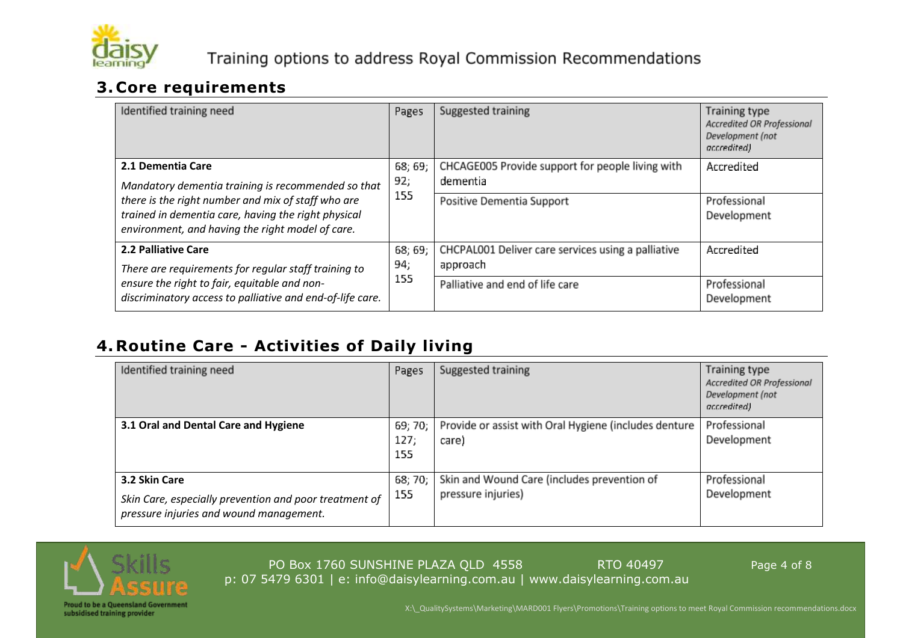## 3. Core requirements

| Identified training need | Pages | Suggested training | Training type *Accredited OR Professional Development (not accredited)* |
|---|---|---|---|
| **2.1 Dementia Care** *Mandatory dementia training is recommended so that there is the right number and mix of staff who are trained in dementia care, having the right physical environment, and having the right model of care.* | 68; 69; 92; 155 | CHCAGE005 Provide support for people living with dementia | Accredited |
| | | Positive Dementia Support | Professional Development |
| **2.2 Palliative Care** *There are requirements for regular staff training to ensure the right to fair, equitable and non-discriminatory access to palliative and end-of-life care.* | 68; 69; 94; 155 | CHCPAL001 Deliver care services using a palliative approach | Accredited |
| | | Palliative and end of life care | Professional Development |

## 4. Routine Care - Activities of Daily living

| Identified training need | Pages | Suggested training | Training type *Accredited OR Professional Development (not accredited)* |
|---|---|---|---|
| **3.1 Oral and Dental Care and Hygiene** | 69; 70; 127; 155 | Provide or assist with Oral Hygiene (includes denture care) | Professional Development |
| **3.2 Skin Care** *Skin Care, especially prevention and poor treatment of pressure injuries and wound management.* | 68; 70; 155 | Skin and Wound Care (includes prevention of pressure injuries) | Professional Development |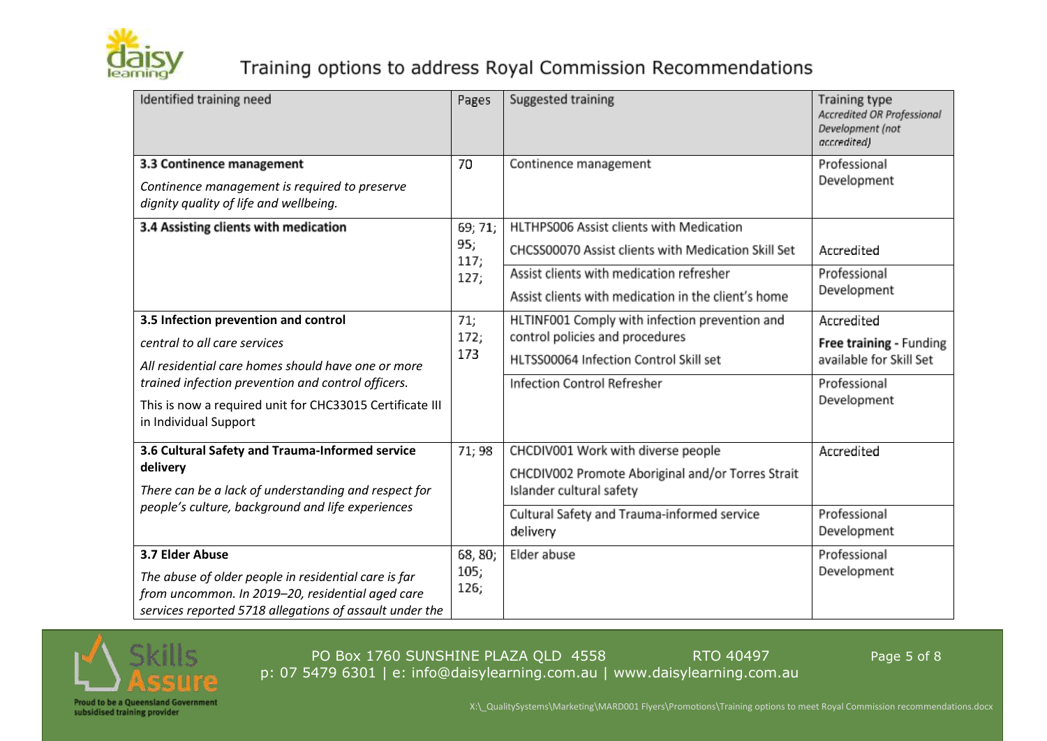# Training options to address Royal Commission Recommendations

| Identified training need | Pages | Suggested training | Training type *Accredited OR Professional Development (not accredited)* |
|---|---|---|---|
| **3.3 Continence management**<br><br>*Continence management is required to preserve dignity quality of life and wellbeing.* | 70 | Continence management | Professional Development |
| **3.4 Assisting clients with medication** | 69; 71; 95; 117; 127; | HLTHPS006 Assist clients with Medication<br><br>CHCSS00070 Assist clients with Medication Skill Set | Accredited |
| | | Assist clients with medication refresher<br><br>Assist clients with medication in the client's home | Professional Development |
| **3.5 Infection prevention and control**<br><br>*central to all care services*<br><br>*All residential care homes should have one or more trained infection prevention and control officers.*<br><br>This is now a required unit for CHC33015 Certificate III in Individual Support | 71; 172; 173 | HLTINF001 Comply with infection prevention and control policies and procedures<br><br>HLTSS00064 Infection Control Skill set | Accredited<br><br>**Free training** - Funding available for Skill Set |
| | | Infection Control Refresher | Professional Development |
| **3.6 Cultural Safety and Trauma-Informed service delivery**<br><br>*There can be a lack of understanding and respect for people's culture, background and life experiences* | 71; 98 | CHCDIV001 Work with diverse people<br><br>CHCDIV002 Promote Aboriginal and/or Torres Strait Islander cultural safety | Accredited |
| | | Cultural Safety and Trauma-informed service delivery | Professional Development |
| **3.7 Elder Abuse**<br><br>*The abuse of older people in residential care is far from uncommon. In 2019–20, residential aged care services reported 5718 allegations of assault under the* | 68, 80; 105; 126; | Elder abuse | Professional Development |

PO Box 1760 SUNSHINE PLAZA QLD 4558 RTO 40497
p: 07 5479 6301 | e: info@daisylearning.com.au | www.daisylearning.com.au

Proud to be a Queensland Government subsidised training provider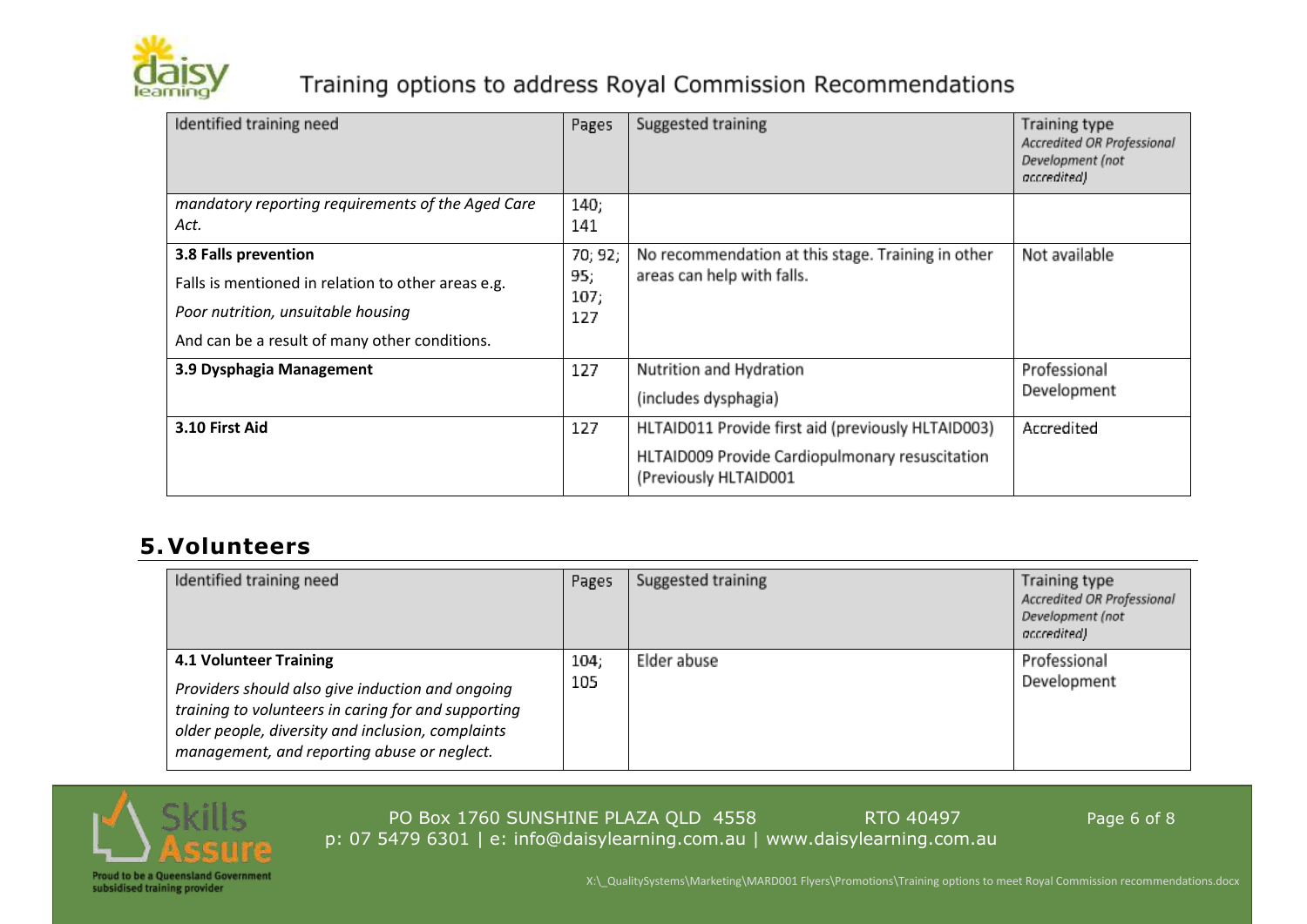| Identified training need | Pages | Suggested training | Training type *Accredited OR Professional Development (not accredited)* |
|---|---|---|---|
| *mandatory reporting requirements of the Aged Care Act.* | 140; 141 | | |
| **3.8 Falls prevention** Falls is mentioned in relation to other areas e.g. *Poor nutrition, unsuitable housing* And can be a result of many other conditions. | 70; 92; 95; 107; 127 | No recommendation at this stage. Training in other areas can help with falls. | Not available |
| **3.9 Dysphagia Management** | 127 | Nutrition and Hydration (includes dysphagia) | Professional Development |
| **3.10 First Aid** | 127 | HLTAID011 Provide first aid (previously HLTAID003) HLTAID009 Provide Cardiopulmonary resuscitation (Previously HLTAID001 | Accredited |

## 5. Volunteers

| Identified training need | Pages | Suggested training | Training type *Accredited OR Professional Development (not accredited)* |
|---|---|---|---|
| **4.1 Volunteer Training** *Providers should also give induction and ongoing training to volunteers in caring for and supporting older people, diversity and inclusion, complaints management, and reporting abuse or neglect.* | 104; 105 | Elder abuse | Professional Development |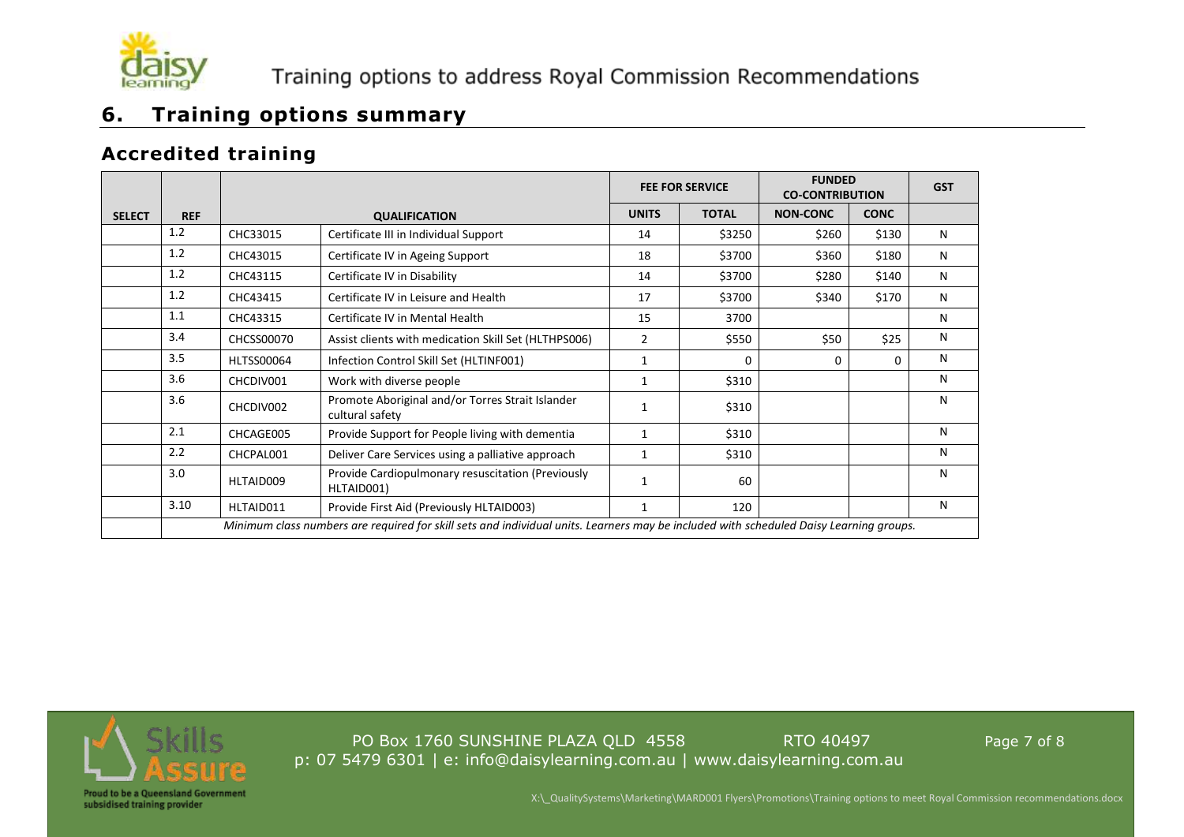## 6. Training options summary

### Accredited training

| SELECT | REF | QUALIFICATION | | FEE FOR SERVICE | | FUNDED CO-CONTRIBUTION | | GST |
|---|---|---|---|---|---|---|---|---|
| | | | | UNITS | TOTAL | NON-CONC | CONC | |
| | 1.2 | CHC33015 | Certificate III in Individual Support | 14 | $3250 | $260 | $130 | N |
| | 1.2 | CHC43015 | Certificate IV in Ageing Support | 18 | $3700 | $360 | $180 | N |
| | 1.2 | CHC43115 | Certificate IV in Disability | 14 | $3700 | $280 | $140 | N |
| | 1.2 | CHC43415 | Certificate IV in Leisure and Health | 17 | $3700 | $340 | $170 | N |
| | 1.1 | CHC43315 | Certificate IV in Mental Health | 15 | 3700 | | | N |
| | 3.4 | CHCSS00070 | Assist clients with medication Skill Set (HLTHPS006) | 2 | $550 | $50 | $25 | N |
| | 3.5 | HLTSS00064 | Infection Control Skill Set (HLTINF001) | 1 | 0 | 0 | 0 | N |
| | 3.6 | CHCDIV001 | Work with diverse people | 1 | $310 | | | N |
| | 3.6 | CHCDIV002 | Promote Aboriginal and/or Torres Strait Islander cultural safety | 1 | $310 | | | N |
| | 2.1 | CHCAGE005 | Provide Support for People living with dementia | 1 | $310 | | | N |
| | 2.2 | CHCPAL001 | Deliver Care Services using a palliative approach | 1 | $310 | | | N |
| | 3.0 | HLTAID009 | Provide Cardiopulmonary resuscitation (Previously HLTAID001) | 1 | 60 | | | N |
| | 3.10 | HLTAID011 | Provide First Aid (Previously HLTAID003) | 1 | 120 | | | N |
| | *Minimum class numbers are required for skill sets and individual units. Learners may be included with scheduled Daisy Learning groups.* | | | | | | | |

PO Box 1760 SUNSHINE PLAZA QLD 4558 RTO 40497
p: 07 5479 6301 | e: info@daisylearning.com.au | www.daisylearning.com.au

Proud to be a Queensland Government subsidised training provider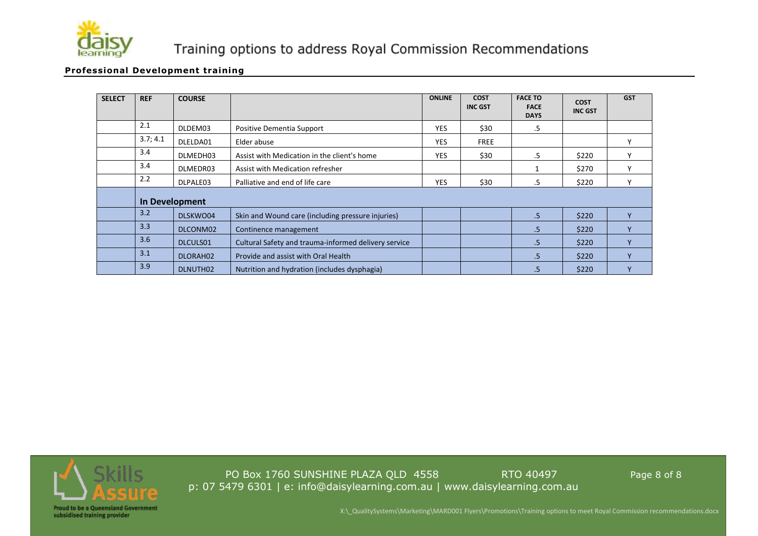# Training options to address Royal Commission Recommendations

**Professional Development training**

| SELECT | REF | COURSE | | ONLINE | COST INC GST | FACE TO FACE DAYS | COST INC GST | GST |
|---|---|---|---|---|---|---|---|---|
| | 2.1 | DLDEM03 | Positive Dementia Support | YES | $30 | .5 | | |
| | 3.7; 4.1 | DLELDA01 | Elder abuse | YES | FREE | | | Y |
| | 3.4 | DLMEDH03 | Assist with Medication in the client's home | YES | $30 | .5 | $220 | Y |
| | 3.4 | DLMEDR03 | Assist with Medication refresher | | | 1 | $270 | Y |
| | 2.2 | DLPALE03 | Palliative and end of life care | YES | $30 | .5 | $220 | Y |
| | **In Development** | | | | | | | |
| | 3.2 | DLSKWO04 | Skin and Wound care (including pressure injuries) | | | .5 | $220 | Y |
| | 3.3 | DLCONM02 | Continence management | | | .5 | $220 | Y |
| | 3.6 | DLCULS01 | Cultural Safety and trauma-informed delivery service | | | .5 | $220 | Y |
| | 3.1 | DLORAH02 | Provide and assist with Oral Health | | | .5 | $220 | Y |
| | 3.9 | DLNUTH02 | Nutrition and hydration (includes dysphagia) | | | .5 | $220 | Y |